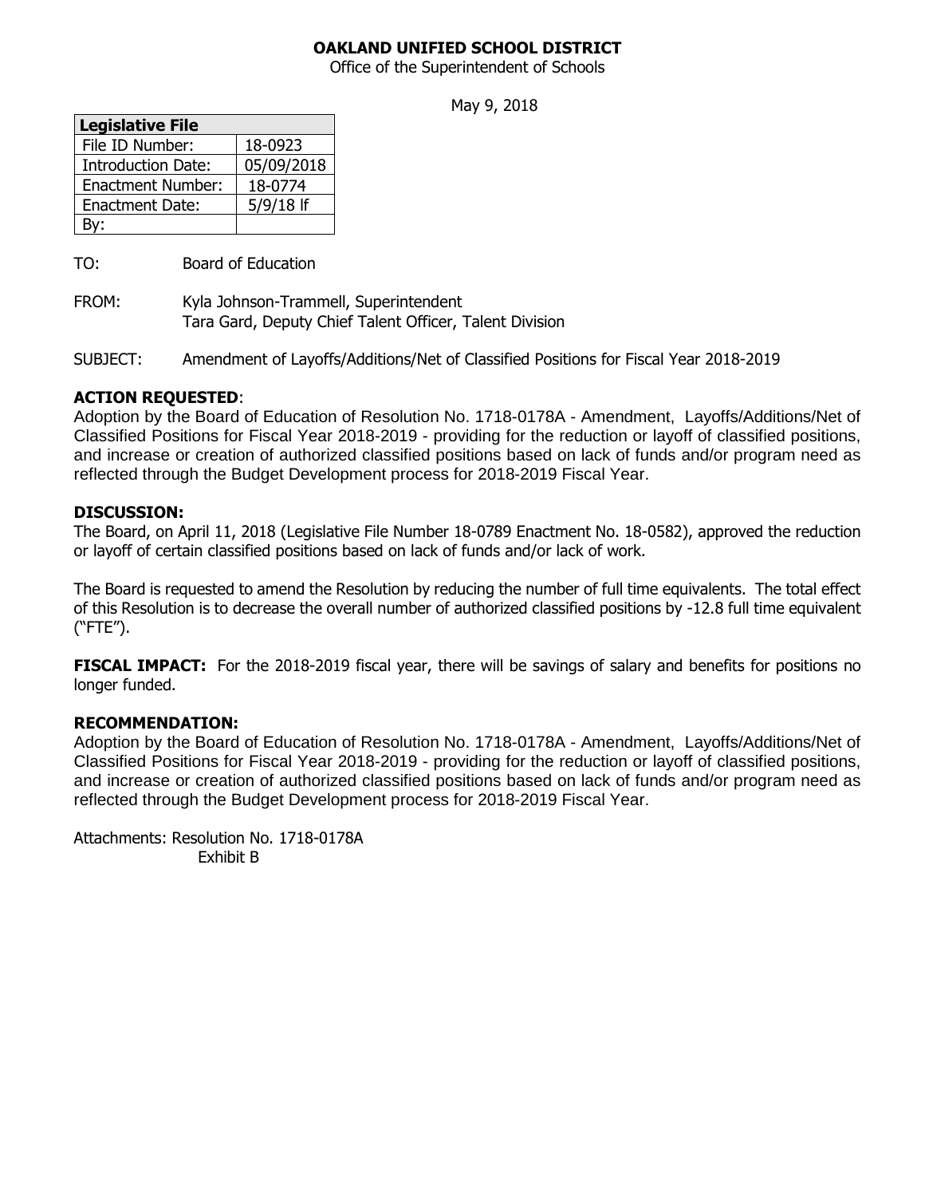**OAKLAND UNIFIED SCHOOL DISTRICT**

Office of the Superintendent of Schools

May 9, 2018

| Legislative File | |
|---|---|
| File ID Number: | 18-0923 |
| Introduction Date: | 05/09/2018 |
| Enactment Number: | 18-0774 |
| Enactment Date: | 5/9/18 lf |
| By: | |

TO: Board of Education

FROM: Kyla Johnson-Trammell, Superintendent
Tara Gard, Deputy Chief Talent Officer, Talent Division

SUBJECT: Amendment of Layoffs/Additions/Net of Classified Positions for Fiscal Year 2018-2019

**ACTION REQUESTED**:
Adoption by the Board of Education of Resolution No. 1718-0178A - Amendment, Layoffs/Additions/Net of Classified Positions for Fiscal Year 2018-2019 - providing for the reduction or layoff of classified positions, and increase or creation of authorized classified positions based on lack of funds and/or program need as reflected through the Budget Development process for 2018-2019 Fiscal Year.

**DISCUSSION:**
The Board, on April 11, 2018 (Legislative File Number 18-0789 Enactment No. 18-0582), approved the reduction or layoff of certain classified positions based on lack of funds and/or lack of work.

The Board is requested to amend the Resolution by reducing the number of full time equivalents. The total effect of this Resolution is to decrease the overall number of authorized classified positions by -12.8 full time equivalent ("FTE").

**FISCAL IMPACT:** For the 2018-2019 fiscal year, there will be savings of salary and benefits for positions no longer funded.

**RECOMMENDATION:**
Adoption by the Board of Education of Resolution No. 1718-0178A - Amendment, Layoffs/Additions/Net of Classified Positions for Fiscal Year 2018-2019 - providing for the reduction or layoff of classified positions, and increase or creation of authorized classified positions based on lack of funds and/or program need as reflected through the Budget Development process for 2018-2019 Fiscal Year.

Attachments: Resolution No. 1718-0178A
Exhibit B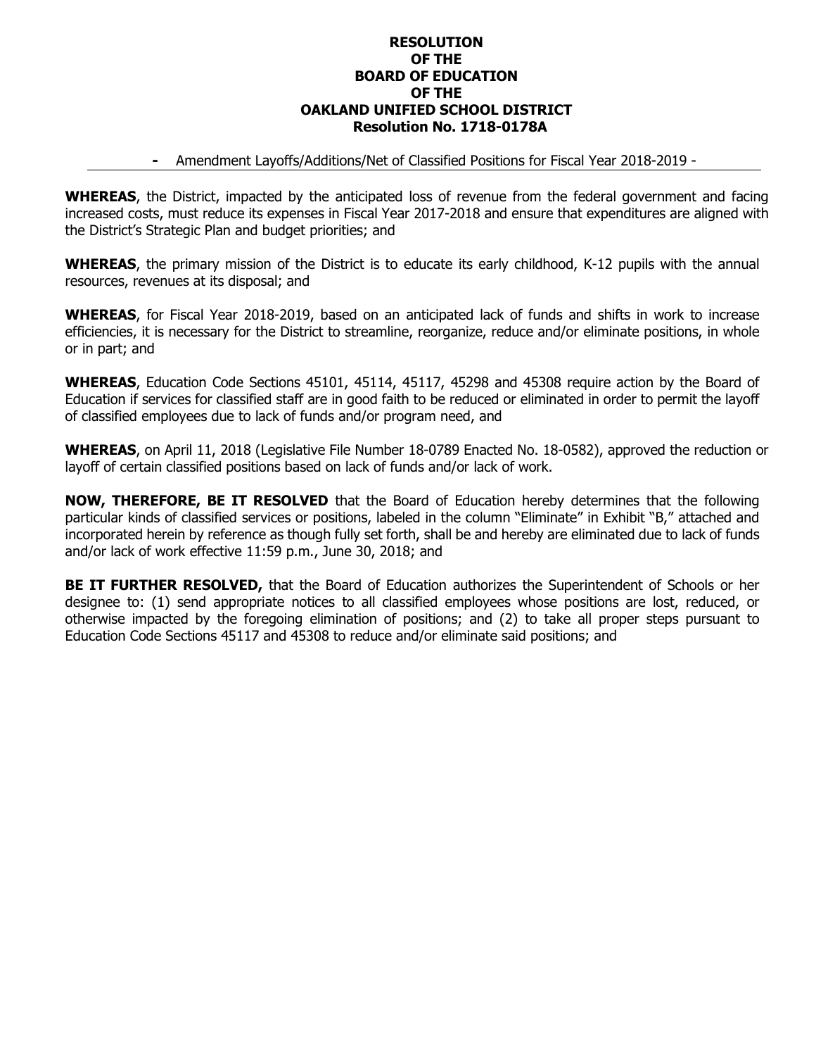**RESOLUTION**
**OF THE**
**BOARD OF EDUCATION**
**OF THE**
**OAKLAND UNIFIED SCHOOL DISTRICT**
**Resolution No. 1718-0178A**

**-** Amendment Layoffs/Additions/Net of Classified Positions for Fiscal Year 2018-2019 -

---

**WHEREAS**, the District, impacted by the anticipated loss of revenue from the federal government and facing increased costs, must reduce its expenses in Fiscal Year 2017-2018 and ensure that expenditures are aligned with the District's Strategic Plan and budget priorities; and

**WHEREAS**, the primary mission of the District is to educate its early childhood, K-12 pupils with the annual resources, revenues at its disposal; and

**WHEREAS**, for Fiscal Year 2018-2019, based on an anticipated lack of funds and shifts in work to increase efficiencies, it is necessary for the District to streamline, reorganize, reduce and/or eliminate positions, in whole or in part; and

**WHEREAS**, Education Code Sections 45101, 45114, 45117, 45298 and 45308 require action by the Board of Education if services for classified staff are in good faith to be reduced or eliminated in order to permit the layoff of classified employees due to lack of funds and/or program need, and

**WHEREAS**, on April 11, 2018 (Legislative File Number 18-0789 Enacted No. 18-0582), approved the reduction or layoff of certain classified positions based on lack of funds and/or lack of work.

**NOW, THEREFORE, BE IT RESOLVED** that the Board of Education hereby determines that the following particular kinds of classified services or positions, labeled in the column "Eliminate" in Exhibit "B," attached and incorporated herein by reference as though fully set forth, shall be and hereby are eliminated due to lack of funds and/or lack of work effective 11:59 p.m., June 30, 2018; and

**BE IT FURTHER RESOLVED,** that the Board of Education authorizes the Superintendent of Schools or her designee to: (1) send appropriate notices to all classified employees whose positions are lost, reduced, or otherwise impacted by the foregoing elimination of positions; and (2) to take all proper steps pursuant to Education Code Sections 45117 and 45308 to reduce and/or eliminate said positions; and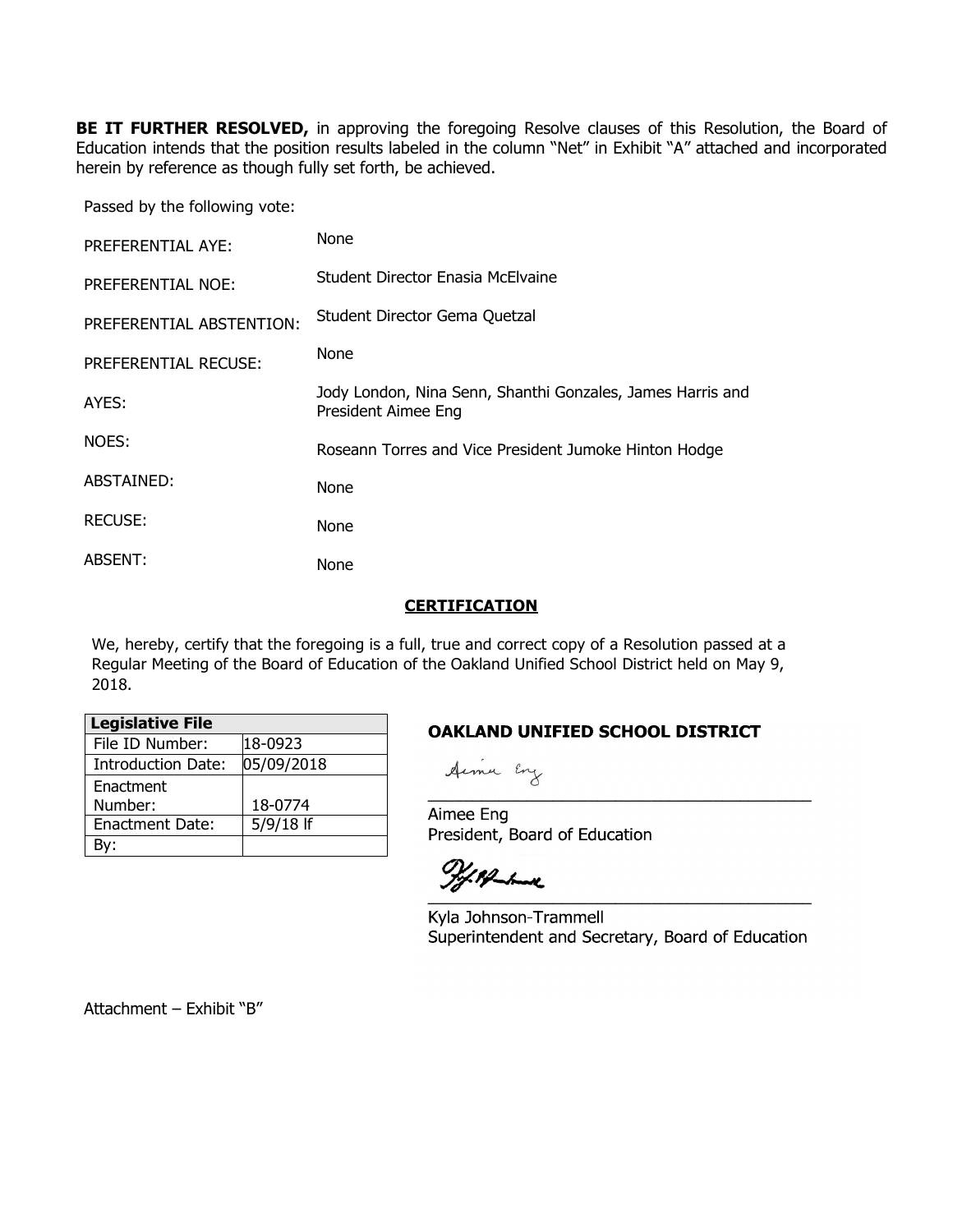**BE IT FURTHER RESOLVED,** in approving the foregoing Resolve clauses of this Resolution, the Board of Education intends that the position results labeled in the column "Net" in Exhibit "A" attached and incorporated herein by reference as though fully set forth, be achieved.

Passed by the following vote:

PREFERENTIAL AYE: None

PREFERENTIAL NOE: Student Director Enasia McElvaine

PREFERENTIAL ABSTENTION: Student Director Gema Quetzal

PREFERENTIAL RECUSE: None

AYES: Jody London, Nina Senn, Shanthi Gonzales, James Harris and President Aimee Eng

NOES: Roseann Torres and Vice President Jumoke Hinton Hodge

ABSTAINED: None

RECUSE: None

ABSENT: None

## CERTIFICATION

We, hereby, certify that the foregoing is a full, true and correct copy of a Resolution passed at a Regular Meeting of the Board of Education of the Oakland Unified School District held on May 9, 2018.

| Legislative File | |
|---|---|
| File ID Number: | 18-0923 |
| Introduction Date: | 05/09/2018 |
| Enactment Number: | 18-0774 |
| Enactment Date: | 5/9/18 lf |
| By: | |

**OAKLAND UNIFIED SCHOOL DISTRICT**

Aimee Eng
President, Board of Education

Kyla Johnson-Trammell
Superintendent and Secretary, Board of Education

Attachment – Exhibit "B"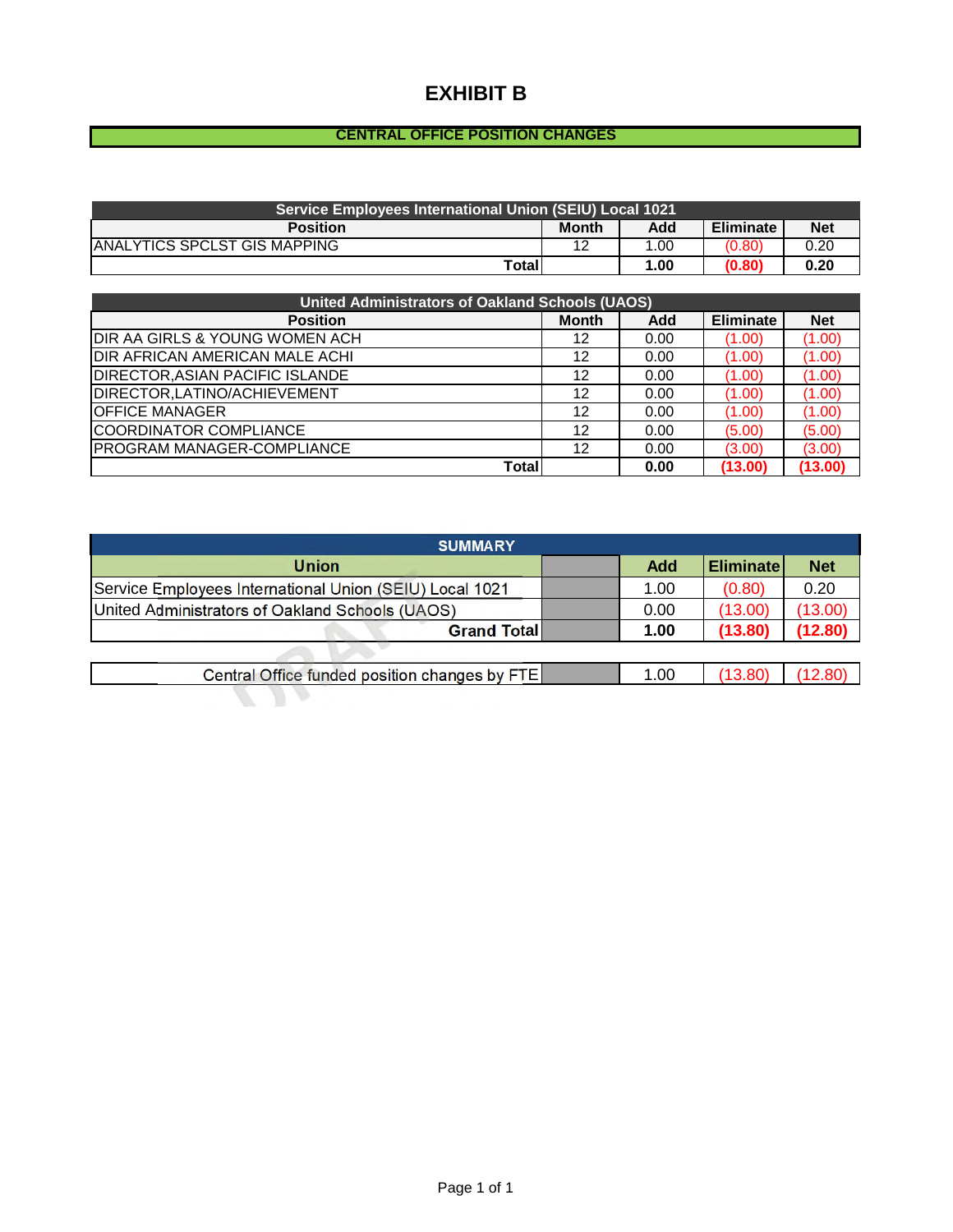# EXHIBIT B

## CENTRAL OFFICE POSITION CHANGES

| Service Employees International Union (SEIU) Local 1021 | | | | |
|---|---|---|---|---|
| **Position** | **Month** | **Add** | **Eliminate** | **Net** |
| ANALYTICS SPCLST GIS MAPPING | 12 | 1.00 | (0.80) | 0.20 |
| **Total** | | **1.00** | **(0.80)** | **0.20** |

| United Administrators of Oakland Schools (UAOS) | | | | |
|---|---|---|---|---|
| **Position** | **Month** | **Add** | **Eliminate** | **Net** |
| DIR AA GIRLS & YOUNG WOMEN ACH | 12 | 0.00 | (1.00) | (1.00) |
| DIR AFRICAN AMERICAN MALE ACHI | 12 | 0.00 | (1.00) | (1.00) |
| DIRECTOR,ASIAN PACIFIC ISLANDE | 12 | 0.00 | (1.00) | (1.00) |
| DIRECTOR,LATINO/ACHIEVEMENT | 12 | 0.00 | (1.00) | (1.00) |
| OFFICE MANAGER | 12 | 0.00 | (1.00) | (1.00) |
| COORDINATOR COMPLIANCE | 12 | 0.00 | (5.00) | (5.00) |
| PROGRAM MANAGER-COMPLIANCE | 12 | 0.00 | (3.00) | (3.00) |
| **Total** | | **0.00** | **(13.00)** | **(13.00)** |

| SUMMARY | | | | |
|---|---|---|---|---|
| **Union** | | **Add** | **Eliminate** | **Net** |
| Service Employees International Union (SEIU) Local 1021 | | 1.00 | (0.80) | 0.20 |
| United Administrators of Oakland Schools (UAOS) | | 0.00 | (13.00) | (13.00) |
| **Grand Total** | | **1.00** | **(13.80)** | **(12.80)** |
| Central Office funded position changes by FTE | | 1.00 | (13.80) | (12.80) |